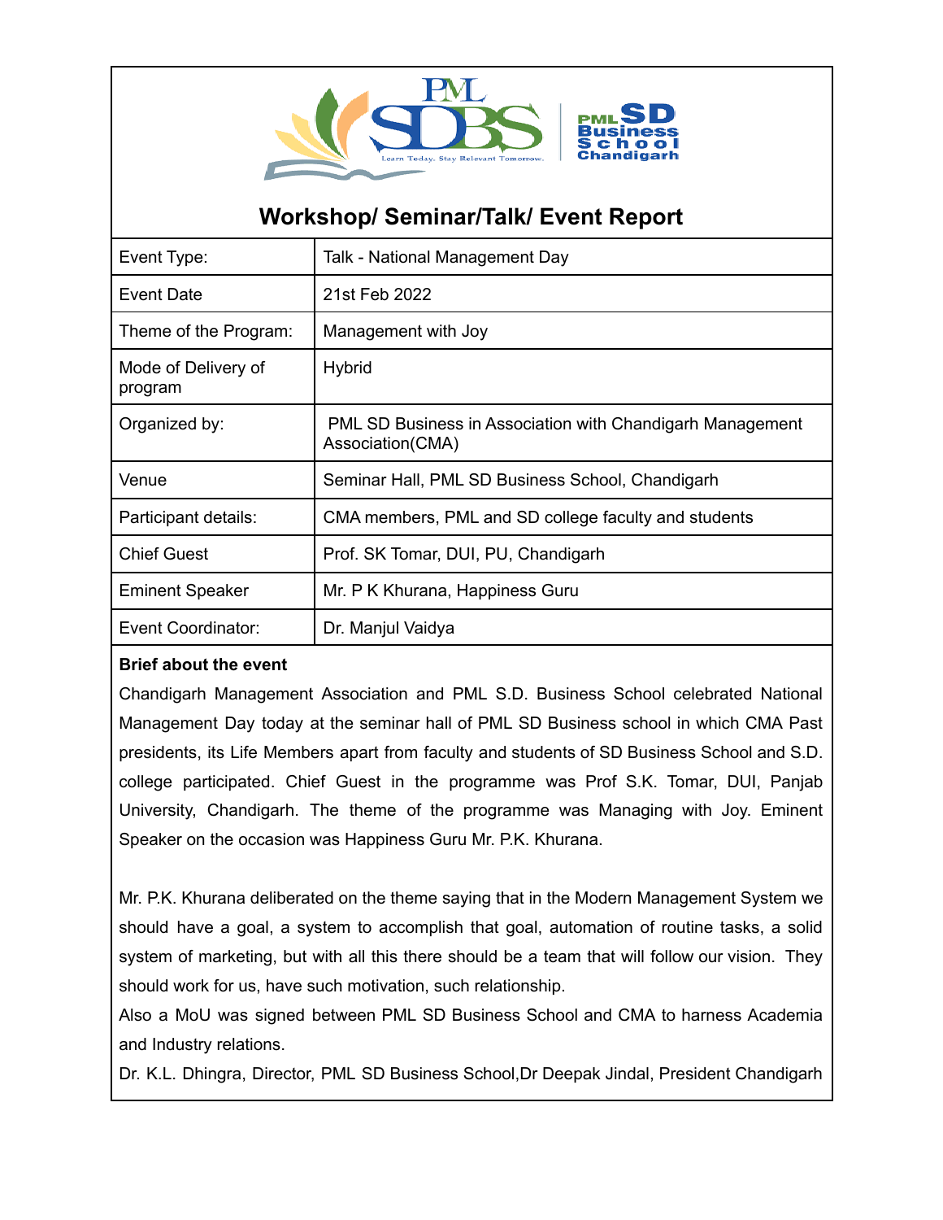# Workshop/ Seminar/Talk/ Event Report

| Event Type: | Talk - National Management Day |
|---|---|
| Event Date | 21st Feb 2022 |
| Theme of the Program: | Management with Joy |
| Mode of Delivery of program | Hybrid |
| Organized by: | PML SD Business in Association with Chandigarh Management Association(CMA) |
| Venue | Seminar Hall, PML SD Business School, Chandigarh |
| Participant details: | CMA members, PML and SD college faculty and students |
| Chief Guest | Prof. SK Tomar, DUI, PU, Chandigarh |
| Eminent Speaker | Mr. P K Khurana, Happiness Guru |
| Event Coordinator: | Dr. Manjul Vaidya |

**Brief about the event**

Chandigarh Management Association and PML S.D. Business School celebrated National Management Day today at the seminar hall of PML SD Business school in which CMA Past presidents, its Life Members apart from faculty and students of SD Business School and S.D. college participated. Chief Guest in the programme was Prof S.K. Tomar, DUI, Panjab University, Chandigarh. The theme of the programme was Managing with Joy. Eminent Speaker on the occasion was Happiness Guru Mr. P.K. Khurana.

Mr. P.K. Khurana deliberated on the theme saying that in the Modern Management System we should have a goal, a system to accomplish that goal, automation of routine tasks, a solid system of marketing, but with all this there should be a team that will follow our vision. They should work for us, have such motivation, such relationship.

Also a MoU was signed between PML SD Business School and CMA to harness Academia and Industry relations.

Dr. K.L. Dhingra, Director, PML SD Business School,Dr Deepak Jindal, President Chandigarh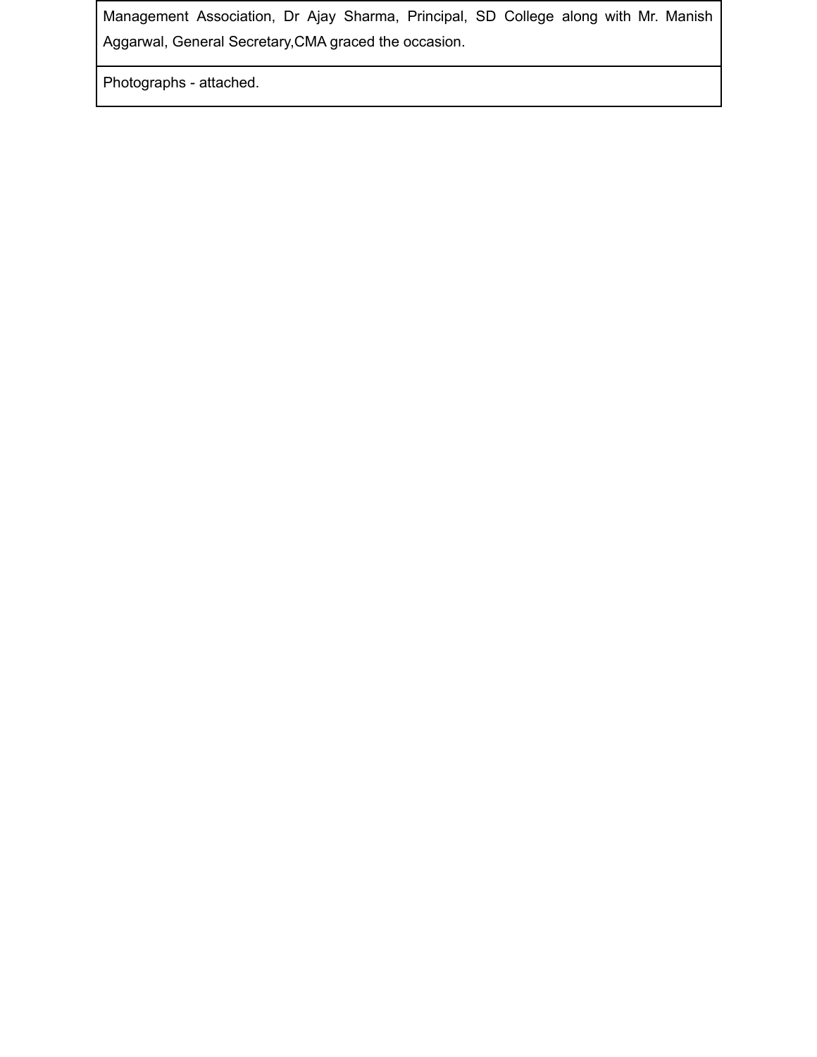| |
| --- |
| Management Association, Dr Ajay Sharma, Principal, SD College along with Mr. Manish Aggarwal, General Secretary,CMA graced the occasion. |
| Photographs - attached. |